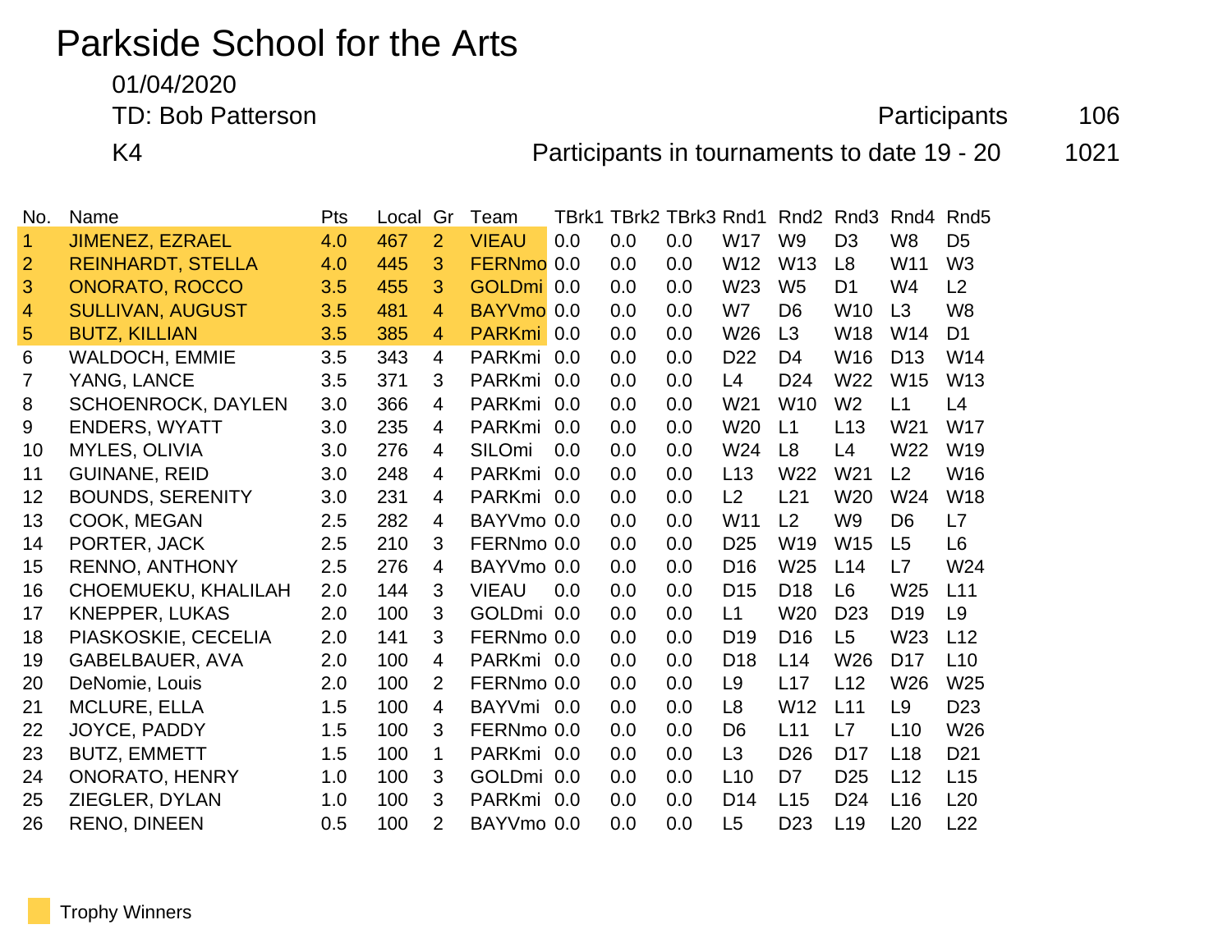# Parkside School for the Arts

01/04/2020

TD: Bob Patterson

K4

Participants 106

Participants in tournaments to date 19 - 20 1021

| No. | Name | Pts | Local | Gr | Team | TBrk1 | TBrk2 | TBrk3 | Rnd1 | Rnd2 | Rnd3 | Rnd4 | Rnd5 |
|---|---|---|---|---|---|---|---|---|---|---|---|---|---|
| 1 | JIMENEZ, EZRAEL | 4.0 | 467 | 2 | VIEAU | 0.0 | 0.0 | 0.0 | W17 | W9 | D3 | W8 | D5 |
| 2 | REINHARDT, STELLA | 4.0 | 445 | 3 | FERNmo | 0.0 | 0.0 | 0.0 | W12 | W13 | L8 | W11 | W3 |
| 3 | ONORATO, ROCCO | 3.5 | 455 | 3 | GOLDmi | 0.0 | 0.0 | 0.0 | W23 | W5 | D1 | W4 | L2 |
| 4 | SULLIVAN, AUGUST | 3.5 | 481 | 4 | BAYVmo | 0.0 | 0.0 | 0.0 | W7 | D6 | W10 | L3 | W8 |
| 5 | BUTZ, KILLIAN | 3.5 | 385 | 4 | PARKmi | 0.0 | 0.0 | 0.0 | W26 | L3 | W18 | W14 | D1 |
| 6 | WALDOCH, EMMIE | 3.5 | 343 | 4 | PARKmi | 0.0 | 0.0 | 0.0 | D22 | D4 | W16 | D13 | W14 |
| 7 | YANG, LANCE | 3.5 | 371 | 3 | PARKmi | 0.0 | 0.0 | 0.0 | L4 | D24 | W22 | W15 | W13 |
| 8 | SCHOENROCK, DAYLEN | 3.0 | 366 | 4 | PARKmi | 0.0 | 0.0 | 0.0 | W21 | W10 | W2 | L1 | L4 |
| 9 | ENDERS, WYATT | 3.0 | 235 | 4 | PARKmi | 0.0 | 0.0 | 0.0 | W20 | L1 | L13 | W21 | W17 |
| 10 | MYLES, OLIVIA | 3.0 | 276 | 4 | SILOmi | 0.0 | 0.0 | 0.0 | W24 | L8 | L4 | W22 | W19 |
| 11 | GUINANE, REID | 3.0 | 248 | 4 | PARKmi | 0.0 | 0.0 | 0.0 | L13 | W22 | W21 | L2 | W16 |
| 12 | BOUNDS, SERENITY | 3.0 | 231 | 4 | PARKmi | 0.0 | 0.0 | 0.0 | L2 | L21 | W20 | W24 | W18 |
| 13 | COOK, MEGAN | 2.5 | 282 | 4 | BAYVmo | 0.0 | 0.0 | 0.0 | W11 | L2 | W9 | D6 | L7 |
| 14 | PORTER, JACK | 2.5 | 210 | 3 | FERNmo | 0.0 | 0.0 | 0.0 | D25 | W19 | W15 | L5 | L6 |
| 15 | RENNO, ANTHONY | 2.5 | 276 | 4 | BAYVmo | 0.0 | 0.0 | 0.0 | D16 | W25 | L14 | L7 | W24 |
| 16 | CHOEMUEKU, KHALILAH | 2.0 | 144 | 3 | VIEAU | 0.0 | 0.0 | 0.0 | D15 | D18 | L6 | W25 | L11 |
| 17 | KNEPPER, LUKAS | 2.0 | 100 | 3 | GOLDmi | 0.0 | 0.0 | 0.0 | L1 | W20 | D23 | D19 | L9 |
| 18 | PIASKOSKIE, CECELIA | 2.0 | 141 | 3 | FERNmo | 0.0 | 0.0 | 0.0 | D19 | D16 | L5 | W23 | L12 |
| 19 | GABELBAUER, AVA | 2.0 | 100 | 4 | PARKmi | 0.0 | 0.0 | 0.0 | D18 | L14 | W26 | D17 | L10 |
| 20 | DeNomie, Louis | 2.0 | 100 | 2 | FERNmo | 0.0 | 0.0 | 0.0 | L9 | L17 | L12 | W26 | W25 |
| 21 | MCLURE, ELLA | 1.5 | 100 | 4 | BAYVmi | 0.0 | 0.0 | 0.0 | L8 | W12 | L11 | L9 | D23 |
| 22 | JOYCE, PADDY | 1.5 | 100 | 3 | FERNmo | 0.0 | 0.0 | 0.0 | D6 | L11 | L7 | L10 | W26 |
| 23 | BUTZ, EMMETT | 1.5 | 100 | 1 | PARKmi | 0.0 | 0.0 | 0.0 | L3 | D26 | D17 | L18 | D21 |
| 24 | ONORATO, HENRY | 1.0 | 100 | 3 | GOLDmi | 0.0 | 0.0 | 0.0 | L10 | D7 | D25 | L12 | L15 |
| 25 | ZIEGLER, DYLAN | 1.0 | 100 | 3 | PARKmi | 0.0 | 0.0 | 0.0 | D14 | L15 | D24 | L16 | L20 |
| 26 | RENO, DINEEN | 0.5 | 100 | 2 | BAYVmo | 0.0 | 0.0 | 0.0 | L5 | D23 | L19 | L20 | L22 |

Trophy Winners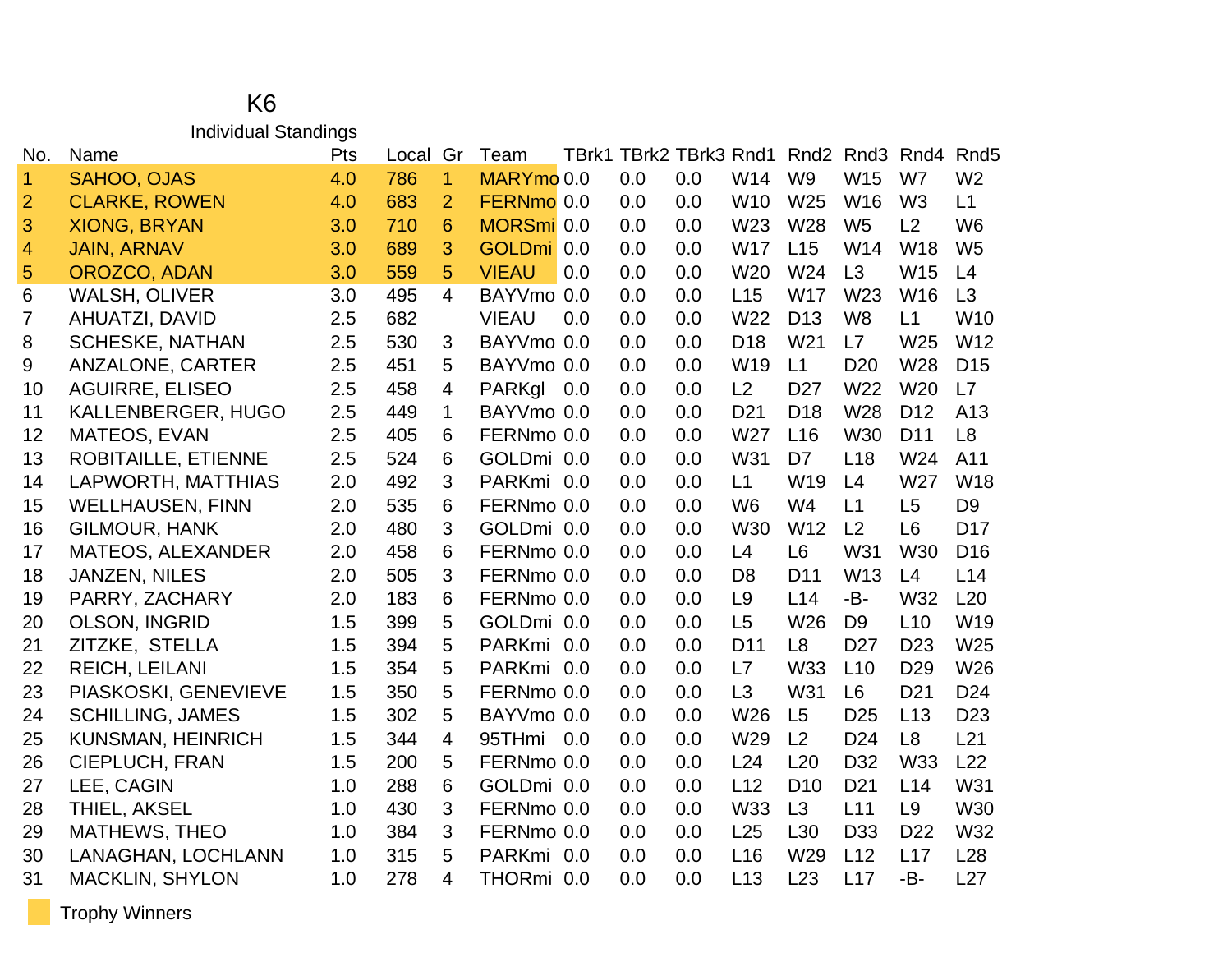# K6

## Individual Standings

| No. | Name | Pts | Local | Gr | Team | TBrk1 | TBrk2 | TBrk3 | Rnd1 | Rnd2 | Rnd3 | Rnd4 | Rnd5 |
|---|---|---|---|---|---|---|---|---|---|---|---|---|---|
| 1 | SAHOO, OJAS | 4.0 | 786 | 1 | MARYmo | 0.0 | 0.0 | 0.0 | W14 | W9 | W15 | W7 | W2 |
| 2 | CLARKE, ROWEN | 4.0 | 683 | 2 | FERNmo | 0.0 | 0.0 | 0.0 | W10 | W25 | W16 | W3 | L1 |
| 3 | XIONG, BRYAN | 3.0 | 710 | 6 | MORSmi | 0.0 | 0.0 | 0.0 | W23 | W28 | W5 | L2 | W6 |
| 4 | JAIN, ARNAV | 3.0 | 689 | 3 | GOLDmi | 0.0 | 0.0 | 0.0 | W17 | L15 | W14 | W18 | W5 |
| 5 | OROZCO, ADAN | 3.0 | 559 | 5 | VIEAU | 0.0 | 0.0 | 0.0 | W20 | W24 | L3 | W15 | L4 |
| 6 | WALSH, OLIVER | 3.0 | 495 | 4 | BAYVmo | 0.0 | 0.0 | 0.0 | L15 | W17 | W23 | W16 | L3 |
| 7 | AHUATZI, DAVID | 2.5 | 682 | | VIEAU | 0.0 | 0.0 | 0.0 | W22 | D13 | W8 | L1 | W10 |
| 8 | SCHESKE, NATHAN | 2.5 | 530 | 3 | BAYVmo | 0.0 | 0.0 | 0.0 | D18 | W21 | L7 | W25 | W12 |
| 9 | ANZALONE, CARTER | 2.5 | 451 | 5 | BAYVmo | 0.0 | 0.0 | 0.0 | W19 | L1 | D20 | W28 | D15 |
| 10 | AGUIRRE, ELISEO | 2.5 | 458 | 4 | PARKgl | 0.0 | 0.0 | 0.0 | L2 | D27 | W22 | W20 | L7 |
| 11 | KALLENBERGER, HUGO | 2.5 | 449 | 1 | BAYVmo | 0.0 | 0.0 | 0.0 | D21 | D18 | W28 | D12 | A13 |
| 12 | MATEOS, EVAN | 2.5 | 405 | 6 | FERNmo | 0.0 | 0.0 | 0.0 | W27 | L16 | W30 | D11 | L8 |
| 13 | ROBITAILLE, ETIENNE | 2.5 | 524 | 6 | GOLDmi | 0.0 | 0.0 | 0.0 | W31 | D7 | L18 | W24 | A11 |
| 14 | LAPWORTH, MATTHIAS | 2.0 | 492 | 3 | PARKmi | 0.0 | 0.0 | 0.0 | L1 | W19 | L4 | W27 | W18 |
| 15 | WELLHAUSEN, FINN | 2.0 | 535 | 6 | FERNmo | 0.0 | 0.0 | 0.0 | W6 | W4 | L1 | L5 | D9 |
| 16 | GILMOUR, HANK | 2.0 | 480 | 3 | GOLDmi | 0.0 | 0.0 | 0.0 | W30 | W12 | L2 | L6 | D17 |
| 17 | MATEOS, ALEXANDER | 2.0 | 458 | 6 | FERNmo | 0.0 | 0.0 | 0.0 | L4 | L6 | W31 | W30 | D16 |
| 18 | JANZEN, NILES | 2.0 | 505 | 3 | FERNmo | 0.0 | 0.0 | 0.0 | D8 | D11 | W13 | L4 | L14 |
| 19 | PARRY, ZACHARY | 2.0 | 183 | 6 | FERNmo | 0.0 | 0.0 | 0.0 | L9 | L14 | -B- | W32 | L20 |
| 20 | OLSON, INGRID | 1.5 | 399 | 5 | GOLDmi | 0.0 | 0.0 | 0.0 | L5 | W26 | D9 | L10 | W19 |
| 21 | ZITZKE, STELLA | 1.5 | 394 | 5 | PARKmi | 0.0 | 0.0 | 0.0 | D11 | L8 | D27 | D23 | W25 |
| 22 | REICH, LEILANI | 1.5 | 354 | 5 | PARKmi | 0.0 | 0.0 | 0.0 | L7 | W33 | L10 | D29 | W26 |
| 23 | PIASKOSKI, GENEVIEVE | 1.5 | 350 | 5 | FERNmo | 0.0 | 0.0 | 0.0 | L3 | W31 | L6 | D21 | D24 |
| 24 | SCHILLING, JAMES | 1.5 | 302 | 5 | BAYVmo | 0.0 | 0.0 | 0.0 | W26 | L5 | D25 | L13 | D23 |
| 25 | KUNSMAN, HEINRICH | 1.5 | 344 | 4 | 95THmi | 0.0 | 0.0 | 0.0 | W29 | L2 | D24 | L8 | L21 |
| 26 | CIEPLUCH, FRAN | 1.5 | 200 | 5 | FERNmo | 0.0 | 0.0 | 0.0 | L24 | L20 | D32 | W33 | L22 |
| 27 | LEE, CAGIN | 1.0 | 288 | 6 | GOLDmi | 0.0 | 0.0 | 0.0 | L12 | D10 | D21 | L14 | W31 |
| 28 | THIEL, AKSEL | 1.0 | 430 | 3 | FERNmo | 0.0 | 0.0 | 0.0 | W33 | L3 | L11 | L9 | W30 |
| 29 | MATHEWS, THEO | 1.0 | 384 | 3 | FERNmo | 0.0 | 0.0 | 0.0 | L25 | L30 | D33 | D22 | W32 |
| 30 | LANAGHAN, LOCHLANN | 1.0 | 315 | 5 | PARKmi | 0.0 | 0.0 | 0.0 | L16 | W29 | L12 | L17 | L28 |
| 31 | MACKLIN, SHYLON | 1.0 | 278 | 4 | THORmi | 0.0 | 0.0 | 0.0 | L13 | L23 | L17 | -B- | L27 |

Trophy Winners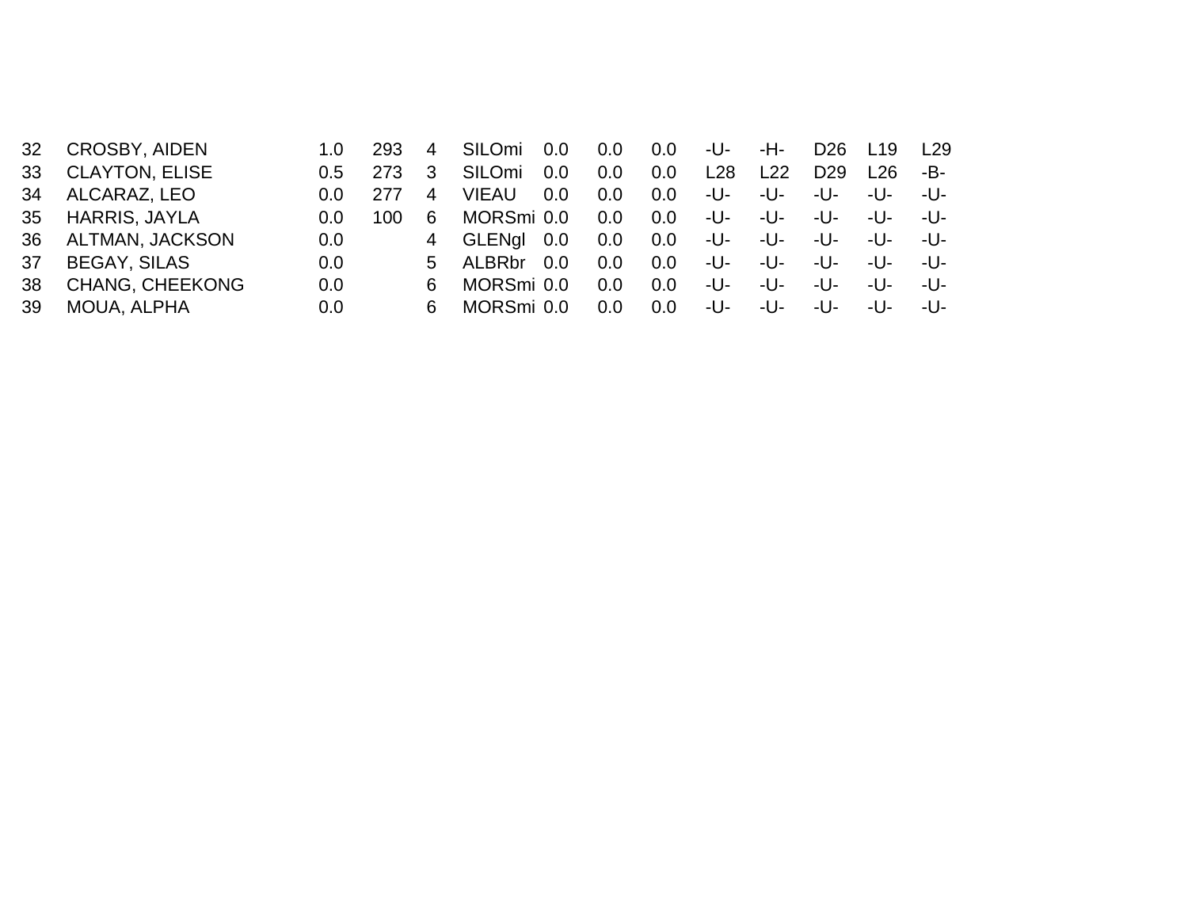| 32 | CROSBY, AIDEN | 1.0 | 293 | 4 | SILOmi | 0.0 | 0.0 | 0.0 | -U- | -H- | D26 | L19 | L29 |
|---|---|---|---|---|---|---|---|---|---|---|---|---|---|
| 33 | CLAYTON, ELISE | 0.5 | 273 | 3 | SILOmi | 0.0 | 0.0 | 0.0 | L28 | L22 | D29 | L26 | -B- |
| 34 | ALCARAZ, LEO | 0.0 | 277 | 4 | VIEAU | 0.0 | 0.0 | 0.0 | -U- | -U- | -U- | -U- | -U- |
| 35 | HARRIS, JAYLA | 0.0 | 100 | 6 | MORSmi | 0.0 | 0.0 | 0.0 | -U- | -U- | -U- | -U- | -U- |
| 36 | ALTMAN, JACKSON | 0.0 | | 4 | GLENgl | 0.0 | 0.0 | 0.0 | -U- | -U- | -U- | -U- | -U- |
| 37 | BEGAY, SILAS | 0.0 | | 5 | ALBRbr | 0.0 | 0.0 | 0.0 | -U- | -U- | -U- | -U- | -U- |
| 38 | CHANG, CHEEKONG | 0.0 | | 6 | MORSmi | 0.0 | 0.0 | 0.0 | -U- | -U- | -U- | -U- | -U- |
| 39 | MOUA, ALPHA | 0.0 | | 6 | MORSmi | 0.0 | 0.0 | 0.0 | -U- | -U- | -U- | -U- | -U- |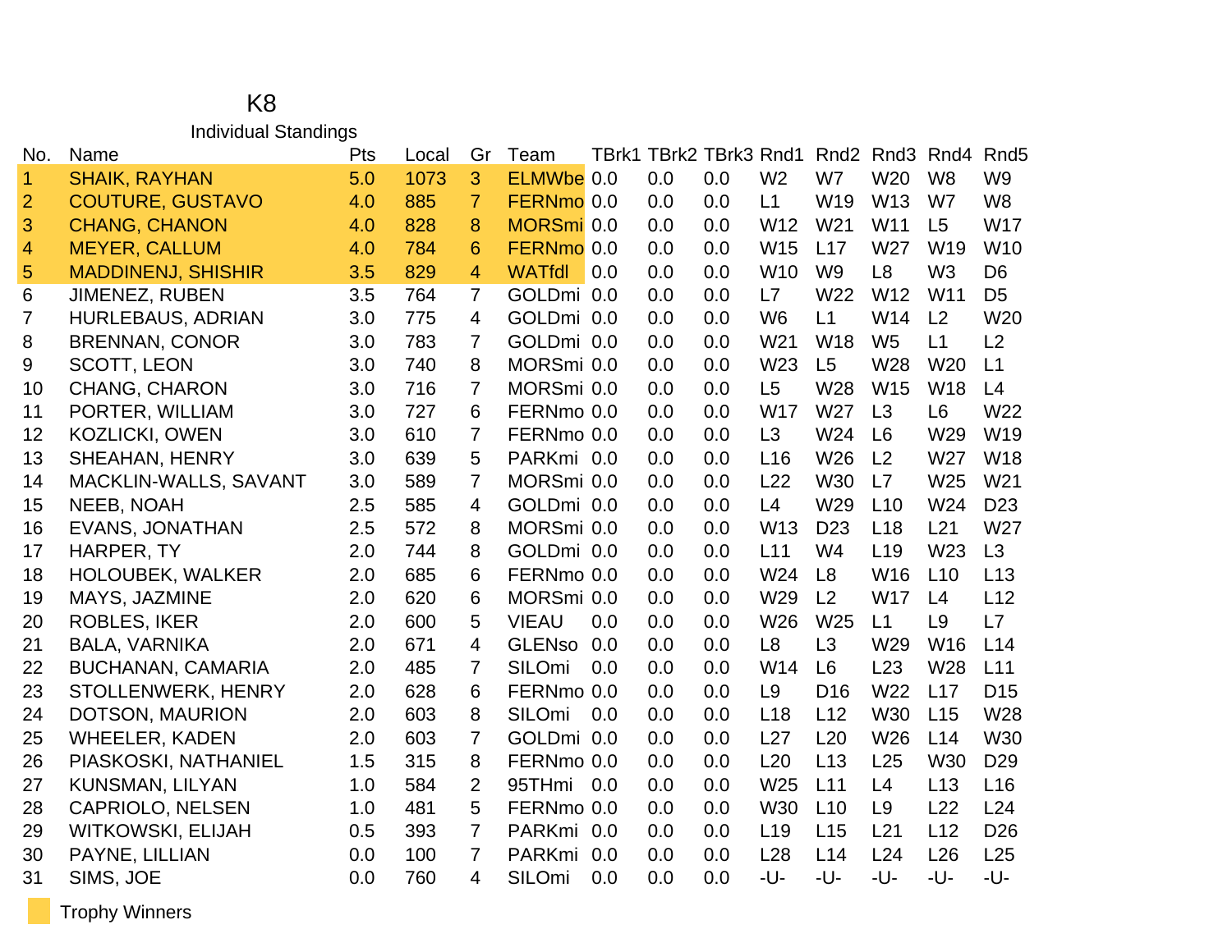# K8

## Individual Standings

| No. | Name | Pts | Local | Gr | Team | TBrk1 | TBrk2 | TBrk3 | Rnd1 | Rnd2 | Rnd3 | Rnd4 | Rnd5 |
|---|---|---|---|---|---|---|---|---|---|---|---|---|---|
| 1 | SHAIK, RAYHAN | 5.0 | 1073 | 3 | ELMWbe | 0.0 | 0.0 | 0.0 | W2 | W7 | W20 | W8 | W9 |
| 2 | COUTURE, GUSTAVO | 4.0 | 885 | 7 | FERNmo | 0.0 | 0.0 | 0.0 | L1 | W19 | W13 | W7 | W8 |
| 3 | CHANG, CHANON | 4.0 | 828 | 8 | MORSmi | 0.0 | 0.0 | 0.0 | W12 | W21 | W11 | L5 | W17 |
| 4 | MEYER, CALLUM | 4.0 | 784 | 6 | FERNmo | 0.0 | 0.0 | 0.0 | W15 | L17 | W27 | W19 | W10 |
| 5 | MADDINENJ, SHISHIR | 3.5 | 829 | 4 | WATfdl | 0.0 | 0.0 | 0.0 | W10 | W9 | L8 | W3 | D6 |
| 6 | JIMENEZ, RUBEN | 3.5 | 764 | 7 | GOLDmi | 0.0 | 0.0 | 0.0 | L7 | W22 | W12 | W11 | D5 |
| 7 | HURLEBAUS, ADRIAN | 3.0 | 775 | 4 | GOLDmi | 0.0 | 0.0 | 0.0 | W6 | L1 | W14 | L2 | W20 |
| 8 | BRENNAN, CONOR | 3.0 | 783 | 7 | GOLDmi | 0.0 | 0.0 | 0.0 | W21 | W18 | W5 | L1 | L2 |
| 9 | SCOTT, LEON | 3.0 | 740 | 8 | MORSmi | 0.0 | 0.0 | 0.0 | W23 | L5 | W28 | W20 | L1 |
| 10 | CHANG, CHARON | 3.0 | 716 | 7 | MORSmi | 0.0 | 0.0 | 0.0 | L5 | W28 | W15 | W18 | L4 |
| 11 | PORTER, WILLIAM | 3.0 | 727 | 6 | FERNmo | 0.0 | 0.0 | 0.0 | W17 | W27 | L3 | L6 | W22 |
| 12 | KOZLICKI, OWEN | 3.0 | 610 | 7 | FERNmo | 0.0 | 0.0 | 0.0 | L3 | W24 | L6 | W29 | W19 |
| 13 | SHEAHAN, HENRY | 3.0 | 639 | 5 | PARKmi | 0.0 | 0.0 | 0.0 | L16 | W26 | L2 | W27 | W18 |
| 14 | MACKLIN-WALLS, SAVANT | 3.0 | 589 | 7 | MORSmi | 0.0 | 0.0 | 0.0 | L22 | W30 | L7 | W25 | W21 |
| 15 | NEEB, NOAH | 2.5 | 585 | 4 | GOLDmi | 0.0 | 0.0 | 0.0 | L4 | W29 | L10 | W24 | D23 |
| 16 | EVANS, JONATHAN | 2.5 | 572 | 8 | MORSmi | 0.0 | 0.0 | 0.0 | W13 | D23 | L18 | L21 | W27 |
| 17 | HARPER, TY | 2.0 | 744 | 8 | GOLDmi | 0.0 | 0.0 | 0.0 | L11 | W4 | L19 | W23 | L3 |
| 18 | HOLOUBEK, WALKER | 2.0 | 685 | 6 | FERNmo | 0.0 | 0.0 | 0.0 | W24 | L8 | W16 | L10 | L13 |
| 19 | MAYS, JAZMINE | 2.0 | 620 | 6 | MORSmi | 0.0 | 0.0 | 0.0 | W29 | L2 | W17 | L4 | L12 |
| 20 | ROBLES, IKER | 2.0 | 600 | 5 | VIEAU | 0.0 | 0.0 | 0.0 | W26 | W25 | L1 | L9 | L7 |
| 21 | BALA, VARNIKA | 2.0 | 671 | 4 | GLENso | 0.0 | 0.0 | 0.0 | L8 | L3 | W29 | W16 | L14 |
| 22 | BUCHANAN, CAMARIA | 2.0 | 485 | 7 | SILOmi | 0.0 | 0.0 | 0.0 | W14 | L6 | L23 | W28 | L11 |
| 23 | STOLLENWERK, HENRY | 2.0 | 628 | 6 | FERNmo | 0.0 | 0.0 | 0.0 | L9 | D16 | W22 | L17 | D15 |
| 24 | DOTSON, MAURION | 2.0 | 603 | 8 | SILOmi | 0.0 | 0.0 | 0.0 | L18 | L12 | W30 | L15 | W28 |
| 25 | WHEELER, KADEN | 2.0 | 603 | 7 | GOLDmi | 0.0 | 0.0 | 0.0 | L27 | L20 | W26 | L14 | W30 |
| 26 | PIASKOSKI, NATHANIEL | 1.5 | 315 | 8 | FERNmo | 0.0 | 0.0 | 0.0 | L20 | L13 | L25 | W30 | D29 |
| 27 | KUNSMAN, LILYAN | 1.0 | 584 | 2 | 95THmi | 0.0 | 0.0 | 0.0 | W25 | L11 | L4 | L13 | L16 |
| 28 | CAPRIOLO, NELSEN | 1.0 | 481 | 5 | FERNmo | 0.0 | 0.0 | 0.0 | W30 | L10 | L9 | L22 | L24 |
| 29 | WITKOWSKI, ELIJAH | 0.5 | 393 | 7 | PARKmi | 0.0 | 0.0 | 0.0 | L19 | L15 | L21 | L12 | D26 |
| 30 | PAYNE, LILLIAN | 0.0 | 100 | 7 | PARKmi | 0.0 | 0.0 | 0.0 | L28 | L14 | L24 | L26 | L25 |
| 31 | SIMS, JOE | 0.0 | 760 | 4 | SILOmi | 0.0 | 0.0 | 0.0 | -U- | -U- | -U- | -U- | -U- |

Trophy Winners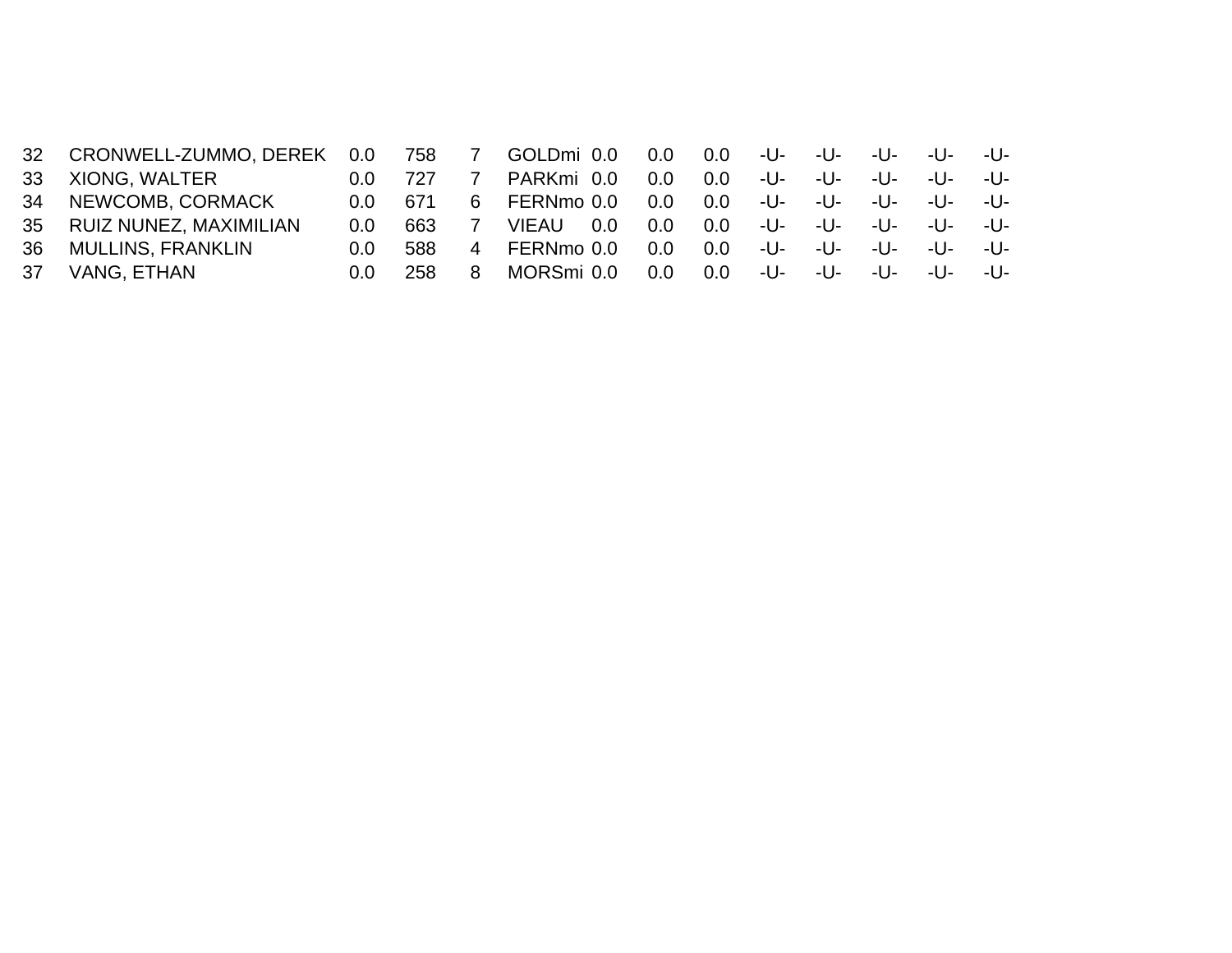| | | | | | | | | | | | | | |
|---|---|---|---|---|---|---|---|---|---|---|---|---|---|
| 32 | CRONWELL-ZUMMO, DEREK | 0.0 | 758 | 7 | GOLDmi | 0.0 | 0.0 | 0.0 | -U- | -U- | -U- | -U- | -U- |
| 33 | XIONG, WALTER | 0.0 | 727 | 7 | PARKmi | 0.0 | 0.0 | 0.0 | -U- | -U- | -U- | -U- | -U- |
| 34 | NEWCOMB, CORMACK | 0.0 | 671 | 6 | FERNmo | 0.0 | 0.0 | 0.0 | -U- | -U- | -U- | -U- | -U- |
| 35 | RUIZ NUNEZ, MAXIMILIAN | 0.0 | 663 | 7 | VIEAU | 0.0 | 0.0 | 0.0 | -U- | -U- | -U- | -U- | -U- |
| 36 | MULLINS, FRANKLIN | 0.0 | 588 | 4 | FERNmo | 0.0 | 0.0 | 0.0 | -U- | -U- | -U- | -U- | -U- |
| 37 | VANG, ETHAN | 0.0 | 258 | 8 | MORSmi | 0.0 | 0.0 | 0.0 | -U- | -U- | -U- | -U- | -U- |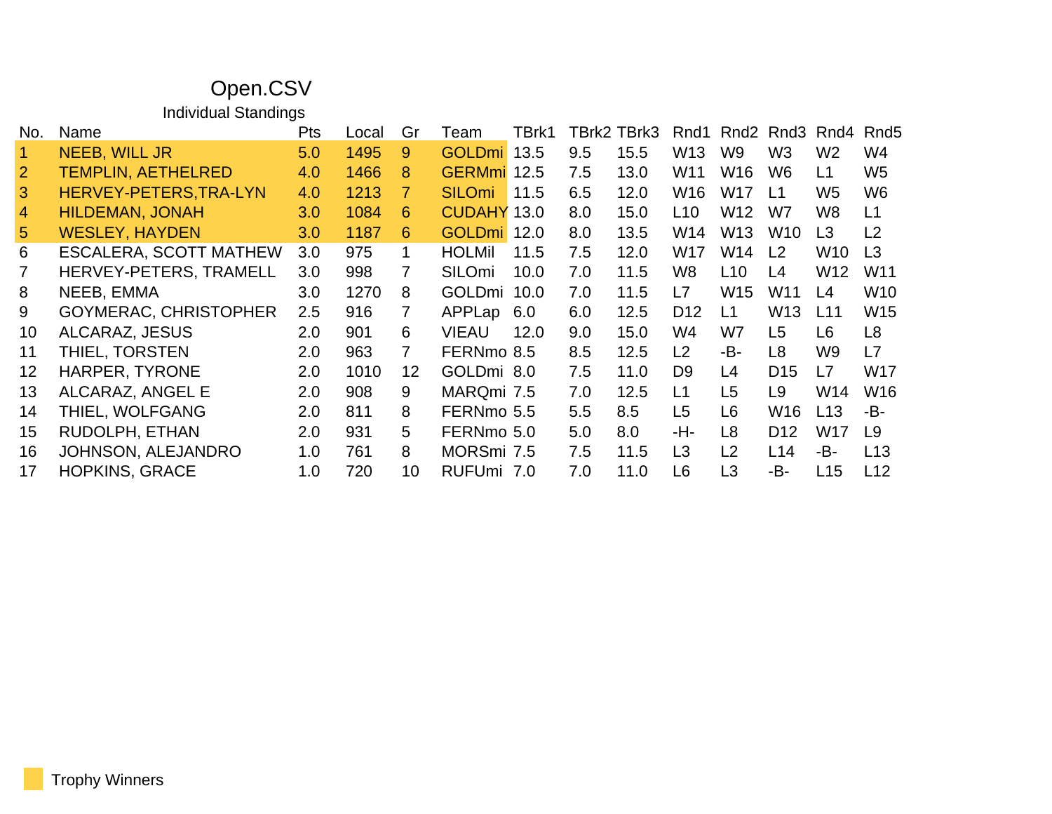# Open.CSV

## Individual Standings

| No. | Name | Pts | Local | Gr | Team | TBrk1 | TBrk2 | TBrk3 | Rnd1 | Rnd2 | Rnd3 | Rnd4 | Rnd5 |
|---|---|---|---|---|---|---|---|---|---|---|---|---|---|
| 1 | NEEB, WILL JR | 5.0 | 1495 | 9 | GOLDmi | 13.5 | 9.5 | 15.5 | W13 | W9 | W3 | W2 | W4 |
| 2 | TEMPLIN, AETHELRED | 4.0 | 1466 | 8 | GERMmi | 12.5 | 7.5 | 13.0 | W11 | W16 | W6 | L1 | W5 |
| 3 | HERVEY-PETERS,TRA-LYN | 4.0 | 1213 | 7 | SILOmi | 11.5 | 6.5 | 12.0 | W16 | W17 | L1 | W5 | W6 |
| 4 | HILDEMAN, JONAH | 3.0 | 1084 | 6 | CUDAHY | 13.0 | 8.0 | 15.0 | L10 | W12 | W7 | W8 | L1 |
| 5 | WESLEY, HAYDEN | 3.0 | 1187 | 6 | GOLDmi | 12.0 | 8.0 | 13.5 | W14 | W13 | W10 | L3 | L2 |
| 6 | ESCALERA, SCOTT MATHEW | 3.0 | 975 | 1 | HOLMil | 11.5 | 7.5 | 12.0 | W17 | W14 | L2 | W10 | L3 |
| 7 | HERVEY-PETERS, TRAMELL | 3.0 | 998 | 7 | SILOmi | 10.0 | 7.0 | 11.5 | W8 | L10 | L4 | W12 | W11 |
| 8 | NEEB, EMMA | 3.0 | 1270 | 8 | GOLDmi | 10.0 | 7.0 | 11.5 | L7 | W15 | W11 | L4 | W10 |
| 9 | GOYMERAC, CHRISTOPHER | 2.5 | 916 | 7 | APPLap | 6.0 | 6.0 | 12.5 | D12 | L1 | W13 | L11 | W15 |
| 10 | ALCARAZ, JESUS | 2.0 | 901 | 6 | VIEAU | 12.0 | 9.0 | 15.0 | W4 | W7 | L5 | L6 | L8 |
| 11 | THIEL, TORSTEN | 2.0 | 963 | 7 | FERNmo | 8.5 | 8.5 | 12.5 | L2 | -B- | L8 | W9 | L7 |
| 12 | HARPER, TYRONE | 2.0 | 1010 | 12 | GOLDmi | 8.0 | 7.5 | 11.0 | D9 | L4 | D15 | L7 | W17 |
| 13 | ALCARAZ, ANGEL E | 2.0 | 908 | 9 | MARQmi | 7.5 | 7.0 | 12.5 | L1 | L5 | L9 | W14 | W16 |
| 14 | THIEL, WOLFGANG | 2.0 | 811 | 8 | FERNmo | 5.5 | 5.5 | 8.5 | L5 | L6 | W16 | L13 | -B- |
| 15 | RUDOLPH, ETHAN | 2.0 | 931 | 5 | FERNmo | 5.0 | 5.0 | 8.0 | -H- | L8 | D12 | W17 | L9 |
| 16 | JOHNSON, ALEJANDRO | 1.0 | 761 | 8 | MORSmi | 7.5 | 7.5 | 11.5 | L3 | L2 | L14 | -B- | L13 |
| 17 | HOPKINS, GRACE | 1.0 | 720 | 10 | RUFUmi | 7.0 | 7.0 | 11.0 | L6 | L3 | -B- | L15 | L12 |

Trophy Winners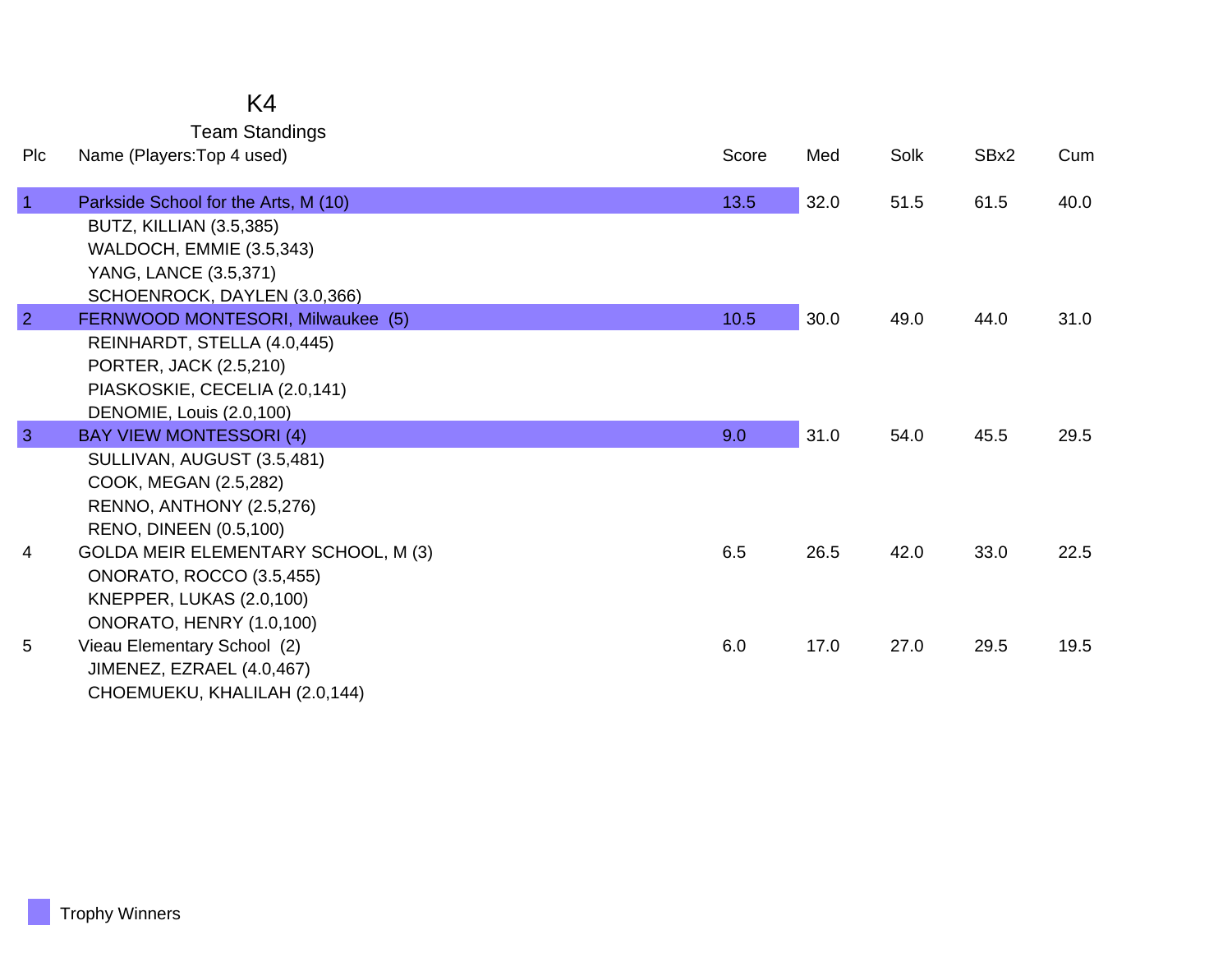# K4

## Team Standings

| Plc | Name (Players:Top 4 used) | Score | Med | Solk | SBx2 | Cum |
|---|---|---|---|---|---|---|
| 1 | Parkside School for the Arts, M (10) | 13.5 | 32.0 | 51.5 | 61.5 | 40.0 |
| | BUTZ, KILLIAN (3.5,385) | | | | | |
| | WALDOCH, EMMIE (3.5,343) | | | | | |
| | YANG, LANCE (3.5,371) | | | | | |
| | SCHOENROCK, DAYLEN (3.0,366) | | | | | |
| 2 | FERNWOOD MONTESORI, Milwaukee (5) | 10.5 | 30.0 | 49.0 | 44.0 | 31.0 |
| | REINHARDT, STELLA (4.0,445) | | | | | |
| | PORTER, JACK (2.5,210) | | | | | |
| | PIASKOSKIE, CECELIA (2.0,141) | | | | | |
| | DENOMIE, Louis (2.0,100) | | | | | |
| 3 | BAY VIEW MONTESSORI (4) | 9.0 | 31.0 | 54.0 | 45.5 | 29.5 |
| | SULLIVAN, AUGUST (3.5,481) | | | | | |
| | COOK, MEGAN (2.5,282) | | | | | |
| | RENNO, ANTHONY (2.5,276) | | | | | |
| | RENO, DINEEN (0.5,100) | | | | | |
| 4 | GOLDA MEIR ELEMENTARY SCHOOL, M (3) | 6.5 | 26.5 | 42.0 | 33.0 | 22.5 |
| | ONORATO, ROCCO (3.5,455) | | | | | |
| | KNEPPER, LUKAS (2.0,100) | | | | | |
| | ONORATO, HENRY (1.0,100) | | | | | |
| 5 | Vieau Elementary School (2) | 6.0 | 17.0 | 27.0 | 29.5 | 19.5 |
| | JIMENEZ, EZRAEL (4.0,467) | | | | | |
| | CHOEMUEKU, KHALILAH (2.0,144) | | | | | |

Trophy Winners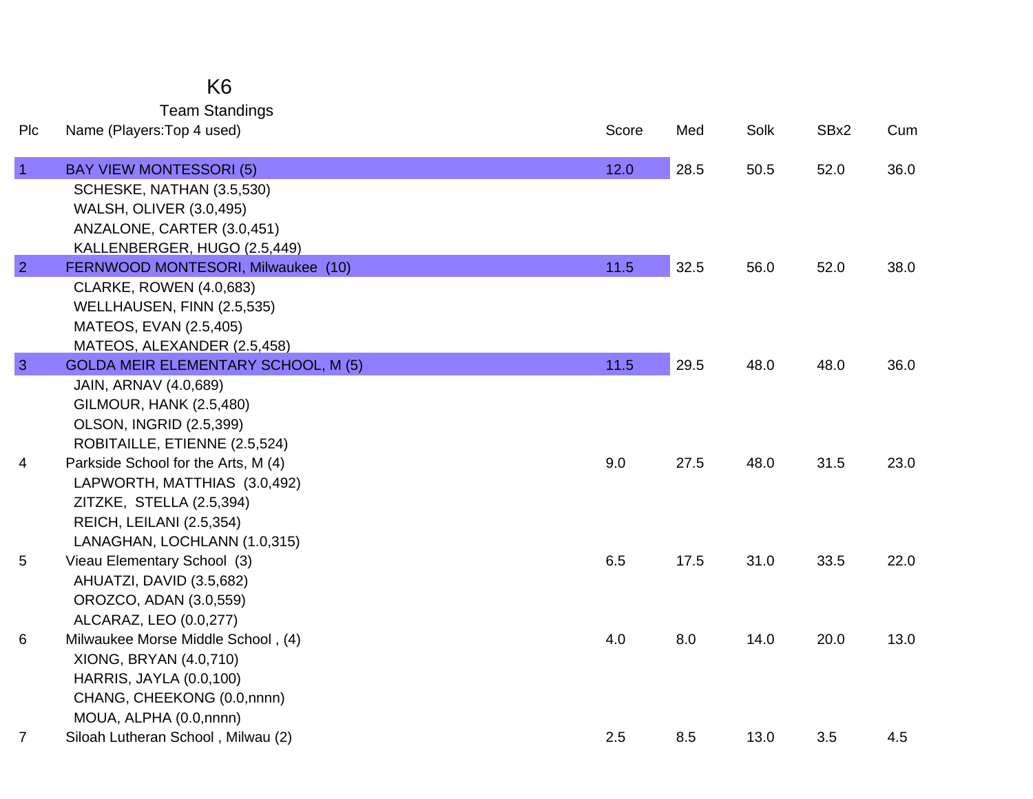# K6

## Team Standings

| Plc | Name (Players:Top 4 used) | Score | Med | Solk | SBx2 | Cum |
|---|---|---|---|---|---|---|
| 1 | BAY VIEW MONTESSORI (5) | 12.0 | 28.5 | 50.5 | 52.0 | 36.0 |
| | SCHESKE, NATHAN (3.5,530) | | | | | |
| | WALSH, OLIVER (3.0,495) | | | | | |
| | ANZALONE, CARTER (3.0,451) | | | | | |
| | KALLENBERGER, HUGO (2.5,449) | | | | | |
| 2 | FERNWOOD MONTESORI, Milwaukee (10) | 11.5 | 32.5 | 56.0 | 52.0 | 38.0 |
| | CLARKE, ROWEN (4.0,683) | | | | | |
| | WELLHAUSEN, FINN (2.5,535) | | | | | |
| | MATEOS, EVAN (2.5,405) | | | | | |
| | MATEOS, ALEXANDER (2.5,458) | | | | | |
| 3 | GOLDA MEIR ELEMENTARY SCHOOL, M (5) | 11.5 | 29.5 | 48.0 | 48.0 | 36.0 |
| | JAIN, ARNAV (4.0,689) | | | | | |
| | GILMOUR, HANK (2.5,480) | | | | | |
| | OLSON, INGRID (2.5,399) | | | | | |
| | ROBITAILLE, ETIENNE (2.5,524) | | | | | |
| 4 | Parkside School for the Arts, M (4) | 9.0 | 27.5 | 48.0 | 31.5 | 23.0 |
| | LAPWORTH, MATTHIAS (3.0,492) | | | | | |
| | ZITZKE, STELLA (2.5,394) | | | | | |
| | REICH, LEILANI (2.5,354) | | | | | |
| | LANAGHAN, LOCHLANN (1.0,315) | | | | | |
| 5 | Vieau Elementary School (3) | 6.5 | 17.5 | 31.0 | 33.5 | 22.0 |
| | AHUATZI, DAVID (3.5,682) | | | | | |
| | OROZCO, ADAN (3.0,559) | | | | | |
| | ALCARAZ, LEO (0.0,277) | | | | | |
| 6 | Milwaukee Morse Middle School , (4) | 4.0 | 8.0 | 14.0 | 20.0 | 13.0 |
| | XIONG, BRYAN (4.0,710) | | | | | |
| | HARRIS, JAYLA (0.0,100) | | | | | |
| | CHANG, CHEEKONG (0.0,nnnn) | | | | | |
| | MOUA, ALPHA (0.0,nnnn) | | | | | |
| 7 | Siloah Lutheran School , Milwau (2) | 2.5 | 8.5 | 13.0 | 3.5 | 4.5 |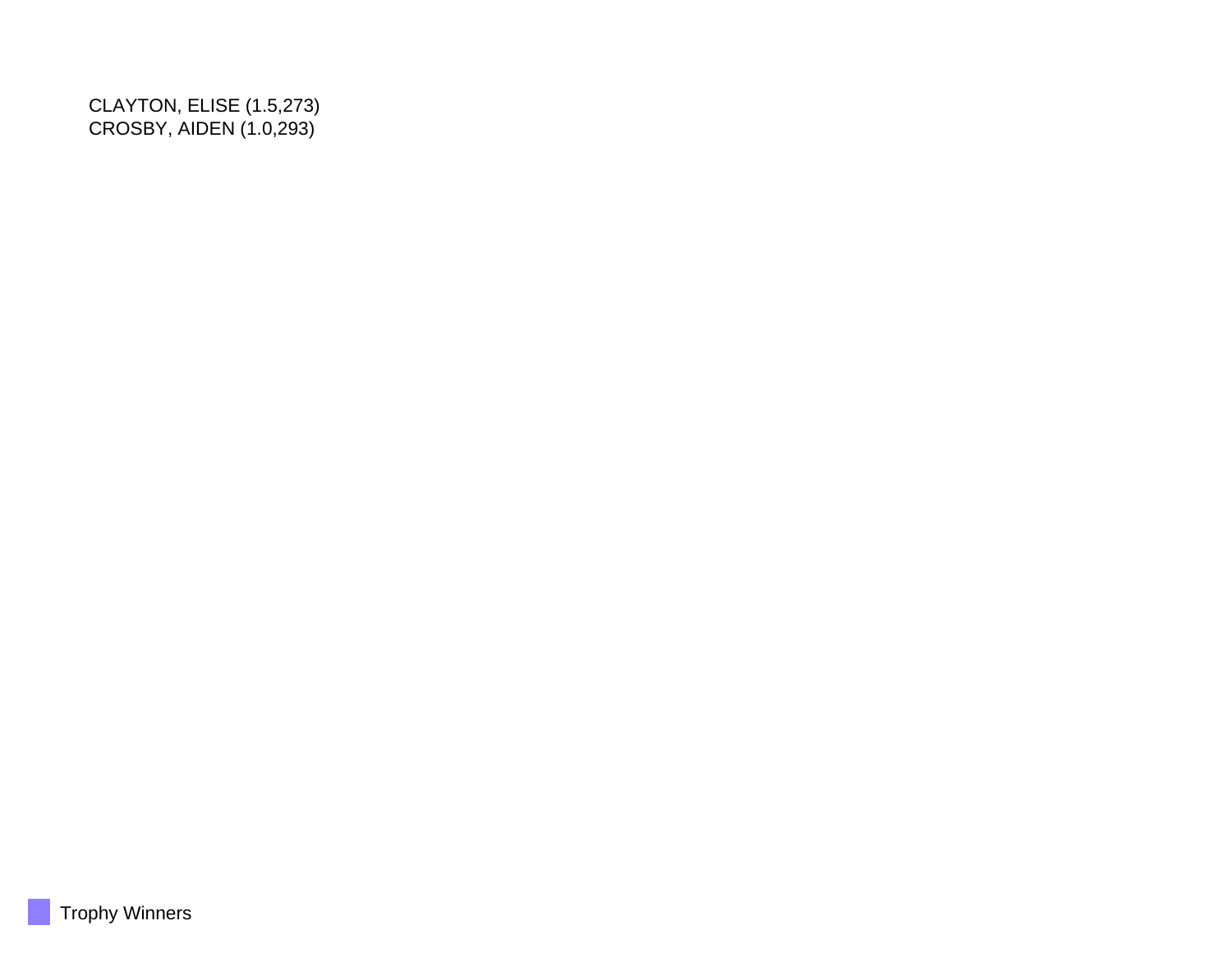CLAYTON, ELISE (1.5,273)
CROSBY, AIDEN (1.0,293)

Trophy Winners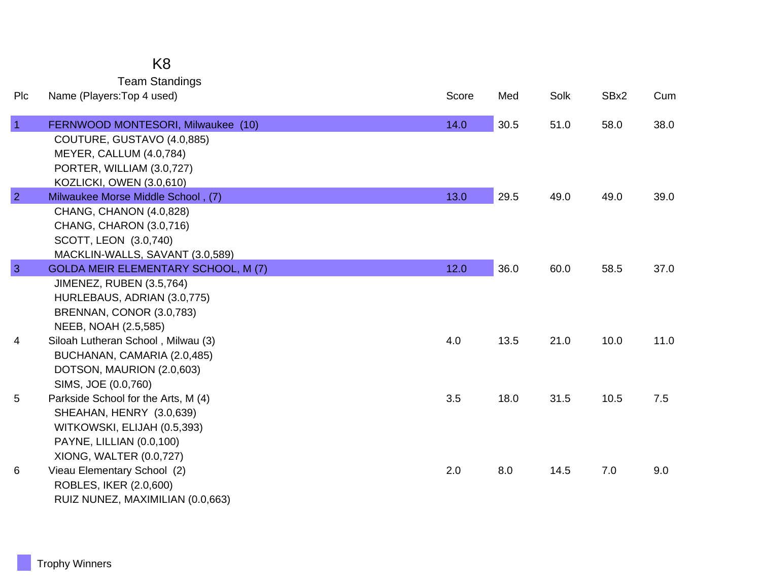# K8

## Team Standings

| Plc | Name (Players:Top 4 used) | Score | Med | Solk | SBx2 | Cum |
|---|---|---|---|---|---|---|
| 1 | FERNWOOD MONTESORI, Milwaukee (10) | 14.0 | 30.5 | 51.0 | 58.0 | 38.0 |
| | COUTURE, GUSTAVO (4.0,885) | | | | | |
| | MEYER, CALLUM (4.0,784) | | | | | |
| | PORTER, WILLIAM (3.0,727) | | | | | |
| | KOZLICKI, OWEN (3.0,610) | | | | | |
| 2 | Milwaukee Morse Middle School , (7) | 13.0 | 29.5 | 49.0 | 49.0 | 39.0 |
| | CHANG, CHANON (4.0,828) | | | | | |
| | CHANG, CHARON (3.0,716) | | | | | |
| | SCOTT, LEON (3.0,740) | | | | | |
| | MACKLIN-WALLS, SAVANT (3.0,589) | | | | | |
| 3 | GOLDA MEIR ELEMENTARY SCHOOL, M (7) | 12.0 | 36.0 | 60.0 | 58.5 | 37.0 |
| | JIMENEZ, RUBEN (3.5,764) | | | | | |
| | HURLEBAUS, ADRIAN (3.0,775) | | | | | |
| | BRENNAN, CONOR (3.0,783) | | | | | |
| | NEEB, NOAH (2.5,585) | | | | | |
| 4 | Siloah Lutheran School , Milwau (3) | 4.0 | 13.5 | 21.0 | 10.0 | 11.0 |
| | BUCHANAN, CAMARIA (2.0,485) | | | | | |
| | DOTSON, MAURION (2.0,603) | | | | | |
| | SIMS, JOE (0.0,760) | | | | | |
| 5 | Parkside School for the Arts, M (4) | 3.5 | 18.0 | 31.5 | 10.5 | 7.5 |
| | SHEAHAN, HENRY (3.0,639) | | | | | |
| | WITKOWSKI, ELIJAH (0.5,393) | | | | | |
| | PAYNE, LILLIAN (0.0,100) | | | | | |
| | XIONG, WALTER (0.0,727) | | | | | |
| 6 | Vieau Elementary School (2) | 2.0 | 8.0 | 14.5 | 7.0 | 9.0 |
| | ROBLES, IKER (2.0,600) | | | | | |
| | RUIZ NUNEZ, MAXIMILIAN (0.0,663) | | | | | |

Trophy Winners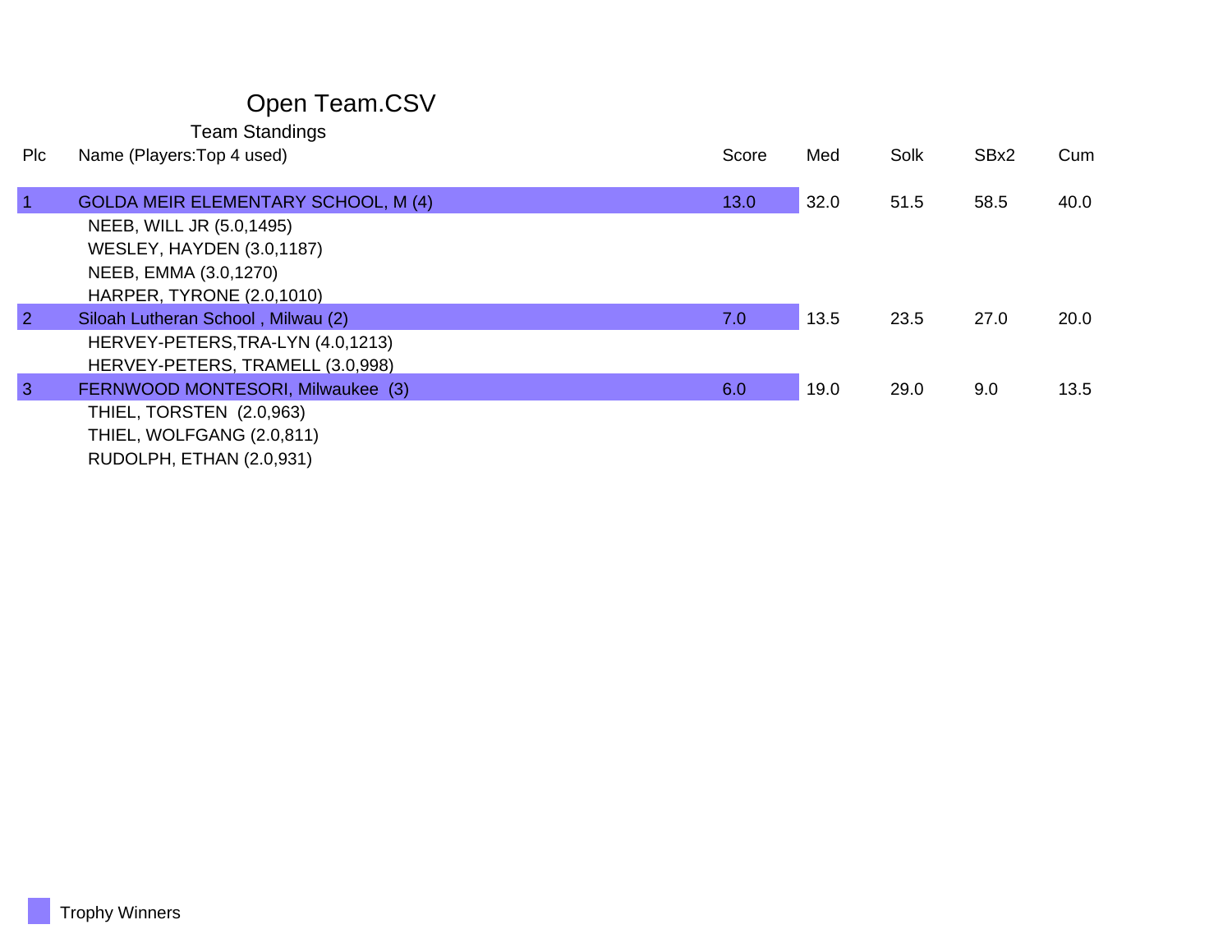# Open Team.CSV

## Team Standings

| Plc | Name (Players:Top 4 used) | Score | Med | Solk | SBx2 | Cum |
|---|---|---|---|---|---|---|
| 1 | GOLDA MEIR ELEMENTARY SCHOOL, M (4) | 13.0 | 32.0 | 51.5 | 58.5 | 40.0 |
| | NEEB, WILL JR (5.0,1495) | | | | | |
| | WESLEY, HAYDEN (3.0,1187) | | | | | |
| | NEEB, EMMA (3.0,1270) | | | | | |
| | HARPER, TYRONE (2.0,1010) | | | | | |
| 2 | Siloah Lutheran School , Milwau (2) | 7.0 | 13.5 | 23.5 | 27.0 | 20.0 |
| | HERVEY-PETERS,TRA-LYN (4.0,1213) | | | | | |
| | HERVEY-PETERS, TRAMELL (3.0,998) | | | | | |
| 3 | FERNWOOD MONTESORI, Milwaukee (3) | 6.0 | 19.0 | 29.0 | 9.0 | 13.5 |
| | THIEL, TORSTEN (2.0,963) | | | | | |
| | THIEL, WOLFGANG (2.0,811) | | | | | |
| | RUDOLPH, ETHAN (2.0,931) | | | | | |

Trophy Winners